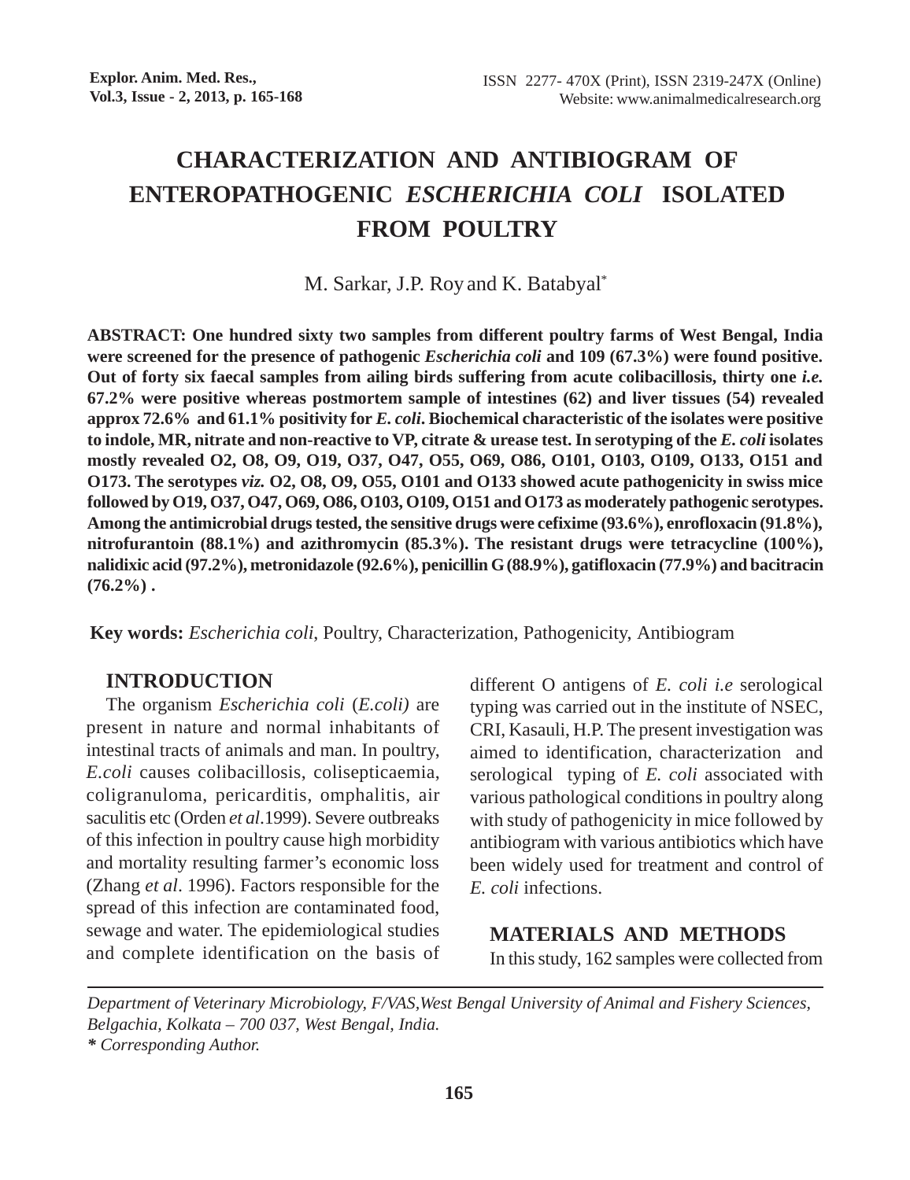# CHARACTERIZATION AND ANTIBIOGRAM OF ENTEROPATHOGENIC *ESCHERICHIA COLI* ISOLATED FROM POULTRY

M. Sarkar, J.P. Roy and K. Batabyal*

**ABSTRACT: One hundred sixty two samples from different poultry farms of West Bengal, India were screened for the presence of pathogenic *Escherichia coli* and 109 (67.3%) were found positive. Out of forty six faecal samples from ailing birds suffering from acute colibacillosis, thirty one *i.e.* 67.2% were positive whereas postmortem sample of intestines (62) and liver tissues (54) revealed approx 72.6% and 61.1% positivity for *E. coli*. Biochemical characteristic of the isolates were positive to indole, MR, nitrate and non-reactive to VP, citrate & urease test. In serotyping of the *E. coli* isolates mostly revealed O2, O8, O9, O19, O37, O47, O55, O69, O86, O101, O103, O109, O133, O151 and O173. The serotypes *viz.* O2, O8, O9, O55, O101 and O133 showed acute pathogenicity in swiss mice followed by O19, O37, O47, O69, O86, O103, O109, O151 and O173 as moderately pathogenic serotypes. Among the antimicrobial drugs tested, the sensitive drugs were cefixime (93.6%), enrofloxacin (91.8%), nitrofurantoin (88.1%) and azithromycin (85.3%). The resistant drugs were tetracycline (100%), nalidixic acid (97.2%), metronidazole (92.6%), penicillin G (88.9%), gatifloxacin (77.9%) and bacitracin (76.2%) .**

**Key words:** *Escherichia coli,* Poultry, Characterization, Pathogenicity, Antibiogram

## INTRODUCTION

The organism *Escherichia coli* (*E.coli)* are present in nature and normal inhabitants of intestinal tracts of animals and man. In poultry, *E.coli* causes colibacillosis, colisepticaemia, coligranuloma, pericarditis, omphalitis, air saculitis etc (Orden *et al*.1999). Severe outbreaks of this infection in poultry cause high morbidity and mortality resulting farmer's economic loss (Zhang *et al*. 1996). Factors responsible for the spread of this infection are contaminated food, sewage and water. The epidemiological studies and complete identification on the basis of different O antigens of *E. coli i.e* serological typing was carried out in the institute of NSEC, CRI, Kasauli, H.P. The present investigation was aimed to identification, characterization and serological typing of *E. coli* associated with various pathological conditions in poultry along with study of pathogenicity in mice followed by antibiogram with various antibiotics which have been widely used for treatment and control of *E. coli* infections.

## MATERIALS AND METHODS

In this study, 162 samples were collected from

*Department of Veterinary Microbiology, F/VAS,West Bengal University of Animal and Fishery Sciences, Belgachia, Kolkata – 700 037, West Bengal, India.*

*\* Corresponding Author.*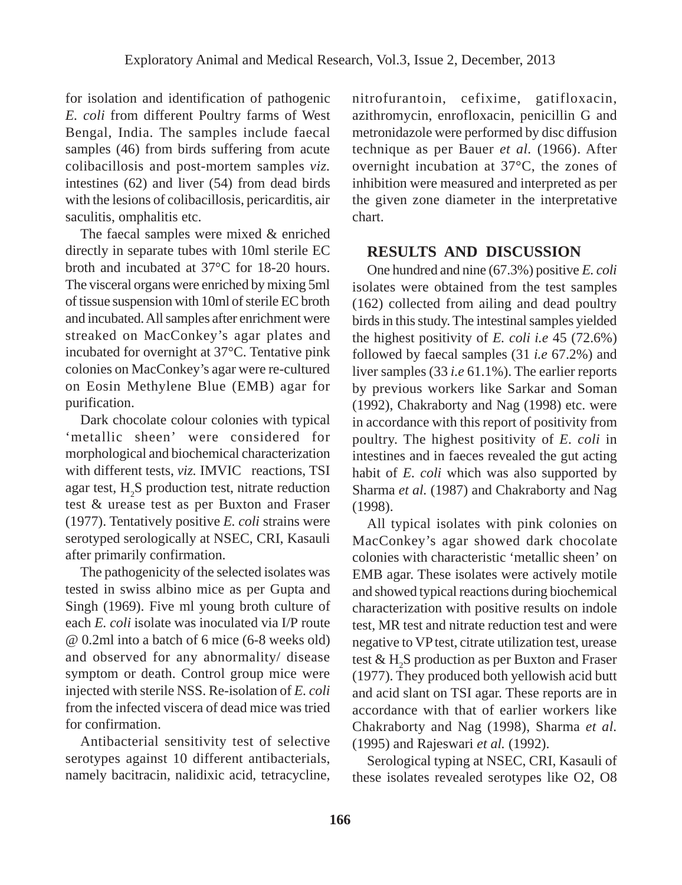for isolation and identification of pathogenic *E. coli* from different Poultry farms of West Bengal, India. The samples include faecal samples (46) from birds suffering from acute colibacillosis and post-mortem samples *viz.* intestines (62) and liver (54) from dead birds with the lesions of colibacillosis, pericarditis, air saculitis, omphalitis etc.

The faecal samples were mixed & enriched directly in separate tubes with 10ml sterile EC broth and incubated at 37°C for 18-20 hours. The visceral organs were enriched by mixing 5ml of tissue suspension with 10ml of sterile EC broth and incubated. All samples after enrichment were streaked on MacConkey's agar plates and incubated for overnight at 37°C. Tentative pink colonies on MacConkey's agar were re-cultured on Eosin Methylene Blue (EMB) agar for purification.

Dark chocolate colour colonies with typical 'metallic sheen' were considered for morphological and biochemical characterization with different tests, *viz.* IMVIC reactions, TSI agar test, $H_2S$ production test, nitrate reduction test & urease test as per Buxton and Fraser (1977). Tentatively positive *E. coli* strains were serotyped serologically at NSEC, CRI, Kasauli after primarily confirmation.

The pathogenicity of the selected isolates was tested in swiss albino mice as per Gupta and Singh (1969). Five ml young broth culture of each *E. coli* isolate was inoculated via I/P route @ 0.2ml into a batch of 6 mice (6-8 weeks old) and observed for any abnormality/ disease symptom or death. Control group mice were injected with sterile NSS. Re-isolation of *E. coli* from the infected viscera of dead mice was tried for confirmation.

Antibacterial sensitivity test of selective serotypes against 10 different antibacterials, namely bacitracin, nalidixic acid, tetracycline, nitrofurantoin, cefixime, gatifloxacin, azithromycin, enrofloxacin, penicillin G and metronidazole were performed by disc diffusion technique as per Bauer *et al.* (1966). After overnight incubation at 37°C, the zones of inhibition were measured and interpreted as per the given zone diameter in the interpretative chart.

## RESULTS AND DISCUSSION

One hundred and nine (67.3%) positive *E. coli* isolates were obtained from the test samples (162) collected from ailing and dead poultry birds in this study. The intestinal samples yielded the highest positivity of *E. coli i.e* 45 (72.6%) followed by faecal samples (31 *i.e* 67.2%) and liver samples (33 *i.e* 61.1%). The earlier reports by previous workers like Sarkar and Soman (1992), Chakraborty and Nag (1998) etc. were in accordance with this report of positivity from poultry. The highest positivity of *E. coli* in intestines and in faeces revealed the gut acting habit of *E. coli* which was also supported by Sharma *et al.* (1987) and Chakraborty and Nag (1998).

All typical isolates with pink colonies on MacConkey's agar showed dark chocolate colonies with characteristic 'metallic sheen' on EMB agar. These isolates were actively motile and showed typical reactions during biochemical characterization with positive results on indole test, MR test and nitrate reduction test and were negative to VP test, citrate utilization test, urease test & $H_2S$ production as per Buxton and Fraser (1977). They produced both yellowish acid butt and acid slant on TSI agar. These reports are in accordance with that of earlier workers like Chakraborty and Nag (1998), Sharma *et al.* (1995) and Rajeswari *et al.* (1992).

Serological typing at NSEC, CRI, Kasauli of these isolates revealed serotypes like O2, O8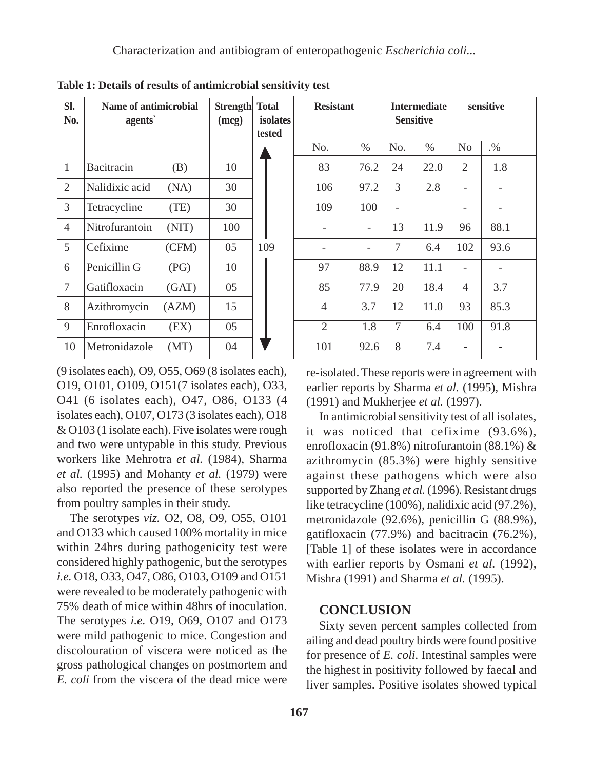**Table 1: Details of results of antimicrobial sensitivity test**

| Sl. No. | Name of antimicrobial agents` | | Strength (mcg) | Total isolates tested | Resistant | | Intermediate Sensitive | | sensitive | |
|---|---|---|---|---|---|---|---|---|---|---|
| | | | | | No. | % | No. | % | No | .% |
| 1 | Bacitracin | (B) | 10 | 109 | 83 | 76.2 | 24 | 22.0 | 2 | 1.8 |
| 2 | Nalidixic acid | (NA) | 30 | | 106 | 97.2 | 3 | 2.8 | - | - |
| 3 | Tetracycline | (TE) | 30 | | 109 | 100 | - | | - | - |
| 4 | Nitrofurantoin | (NIT) | 100 | | - | - | 13 | 11.9 | 96 | 88.1 |
| 5 | Cefixime | (CFM) | 05 | | - | - | 7 | 6.4 | 102 | 93.6 |
| 6 | Penicillin G | (PG) | 10 | | 97 | 88.9 | 12 | 11.1 | - | - |
| 7 | Gatifloxacin | (GAT) | 05 | | 85 | 77.9 | 20 | 18.4 | 4 | 3.7 |
| 8 | Azithromycin | (AZM) | 15 | | 4 | 3.7 | 12 | 11.0 | 93 | 85.3 |
| 9 | Enrofloxacin | (EX) | 05 | | 2 | 1.8 | 7 | 6.4 | 100 | 91.8 |
| 10 | Metronidazole | (MT) | 04 | | 101 | 92.6 | 8 | 7.4 | - | - |

(9 isolates each), O9, O55, O69 (8 isolates each), O19, O101, O109, O151(7 isolates each), O33, O41 (6 isolates each), O47, O86, O133 (4 isolates each), O107, O173 (3 isolates each), O18 & O103 (1 isolate each). Five isolates were rough and two were untypable in this study. Previous workers like Mehrotra *et al.* (1984), Sharma *et al.* (1995) and Mohanty *et al.* (1979) were also reported the presence of these serotypes from poultry samples in their study.

The serotypes *viz.* O2, O8, O9, O55, O101 and O133 which caused 100% mortality in mice within 24hrs during pathogenicity test were considered highly pathogenic, but the serotypes *i.e.* O18, O33, O47, O86, O103, O109 and O151 were revealed to be moderately pathogenic with 75% death of mice within 48hrs of inoculation. The serotypes *i.e.* O19, O69, O107 and O173 were mild pathogenic to mice. Congestion and discolouration of viscera were noticed as the gross pathological changes on postmortem and *E. coli* from the viscera of the dead mice were re-isolated. These reports were in agreement with earlier reports by Sharma *et al.* (1995), Mishra (1991) and Mukherjee *et al.* (1997).

In antimicrobial sensitivity test of all isolates, it was noticed that cefixime (93.6%), enrofloxacin (91.8%) nitrofurantoin (88.1%) & azithromycin (85.3%) were highly sensitive against these pathogens which were also supported by Zhang *et al.* (1996). Resistant drugs like tetracycline (100%), nalidixic acid (97.2%), metronidazole (92.6%), penicillin G (88.9%), gatifloxacin (77.9%) and bacitracin (76.2%), [Table 1] of these isolates were in accordance with earlier reports by Osmani *et al.* (1992), Mishra (1991) and Sharma *et al.* (1995).

## CONCLUSION

Sixty seven percent samples collected from ailing and dead poultry birds were found positive for presence of *E. coli*. Intestinal samples were the highest in positivity followed by faecal and liver samples. Positive isolates showed typical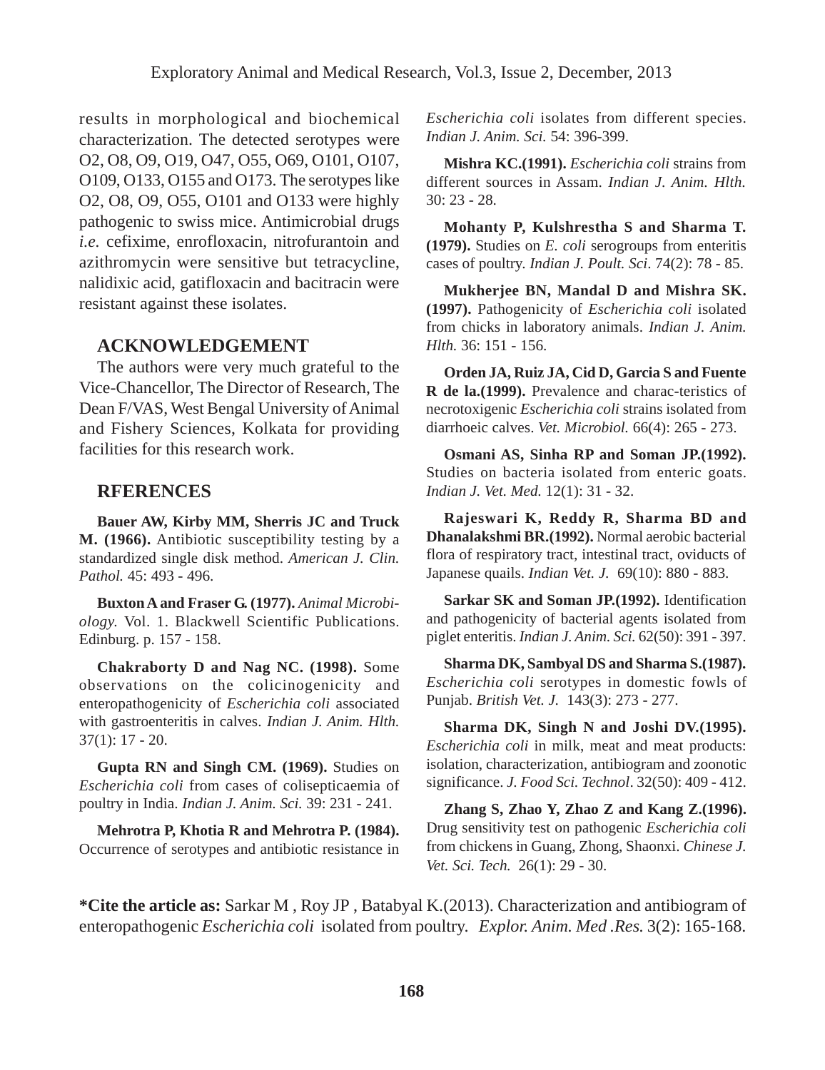results in morphological and biochemical characterization. The detected serotypes were O2, O8, O9, O19, O47, O55, O69, O101, O107, O109, O133, O155 and O173. The serotypes like O2, O8, O9, O55, O101 and O133 were highly pathogenic to swiss mice. Antimicrobial drugs *i.e.* cefixime, enrofloxacin, nitrofurantoin and azithromycin were sensitive but tetracycline, nalidixic acid, gatifloxacin and bacitracin were resistant against these isolates.

## ACKNOWLEDGEMENT

The authors were very much grateful to the Vice-Chancellor, The Director of Research, The Dean F/VAS, West Bengal University of Animal and Fishery Sciences, Kolkata for providing facilities for this research work.

## RFERENCES

**Bauer AW, Kirby MM, Sherris JC and Truck M. (1966).** Antibiotic susceptibility testing by a standardized single disk method. *American J. Clin. Pathol.* 45: 493 - 496.

**Buxton A and Fraser G. (1977).** *Animal Microbiology.* Vol. 1. Blackwell Scientific Publications. Edinburg. p. 157 - 158.

**Chakraborty D and Nag NC. (1998).** Some observations on the colicinogenicity and enteropathogenicity of *Escherichia coli* associated with gastroenteritis in calves. *Indian J. Anim. Hlth.* 37(1): 17 - 20.

**Gupta RN and Singh CM. (1969).** Studies on *Escherichia coli* from cases of colisepticaemia of poultry in India. *Indian J. Anim. Sci.* 39: 231 - 241.

**Mehrotra P, Khotia R and Mehrotra P. (1984).** Occurrence of serotypes and antibiotic resistance in *Escherichia coli* isolates from different species. *Indian J. Anim. Sci.* 54: 396-399.

**Mishra KC.(1991).** *Escherichia coli* strains from different sources in Assam. *Indian J. Anim. Hlth.* 30: 23 - 28.

**Mohanty P, Kulshrestha S and Sharma T. (1979).** Studies on *E. coli* serogroups from enteritis cases of poultry. *Indian J. Poult. Sci*. 74(2): 78 - 85.

**Mukherjee BN, Mandal D and Mishra SK. (1997).** Pathogenicity of *Escherichia coli* isolated from chicks in laboratory animals. *Indian J. Anim. Hlth.* 36: 151 - 156.

**Orden JA, Ruiz JA, Cid D, Garcia S and Fuente R de la.(1999).** Prevalence and charac-teristics of necrotoxigenic *Escherichia coli* strains isolated from diarrhoeic calves. *Vet. Microbiol.* 66(4): 265 - 273.

**Osmani AS, Sinha RP and Soman JP.(1992).** Studies on bacteria isolated from enteric goats. *Indian J. Vet. Med.* 12(1): 31 - 32.

**Rajeswari K, Reddy R, Sharma BD and Dhanalakshmi BR.(1992).** Normal aerobic bacterial flora of respiratory tract, intestinal tract, oviducts of Japanese quails. *Indian Vet. J.* 69(10): 880 - 883.

**Sarkar SK and Soman JP.(1992).** Identification and pathogenicity of bacterial agents isolated from piglet enteritis. *Indian J. Anim. Sci.* 62(50): 391 - 397.

**Sharma DK, Sambyal DS and Sharma S.(1987).** *Escherichia coli* serotypes in domestic fowls of Punjab. *British Vet. J.* 143(3): 273 - 277.

**Sharma DK, Singh N and Joshi DV.(1995).** *Escherichia coli* in milk, meat and meat products: isolation, characterization, antibiogram and zoonotic significance. *J. Food Sci. Technol*. 32(50): 409 - 412.

**Zhang S, Zhao Y, Zhao Z and Kang Z.(1996).** Drug sensitivity test on pathogenic *Escherichia coli* from chickens in Guang, Zhong, Shaonxi. *Chinese J. Vet. Sci. Tech.* 26(1): 29 - 30.

**\*Cite the article as:** Sarkar M , Roy JP , Batabyal K.(2013). Characterization and antibiogram of enteropathogenic *Escherichia coli* isolated from poultry. *Explor. Anim. Med .Res.* 3(2): 165-168.